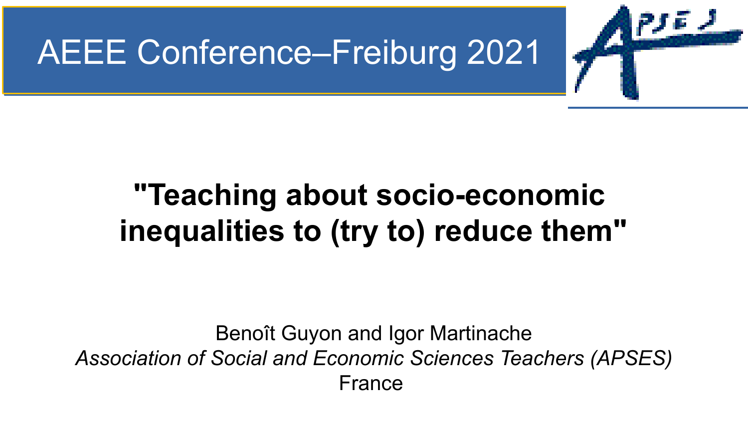AEEE Conference–Freiburg 2021

# "Teaching about socio-economic inequalities to (try to) reduce them"

Benoît Guyon and Igor Martinache

*Association of Social and Economic Sciences Teachers (APSES)*

France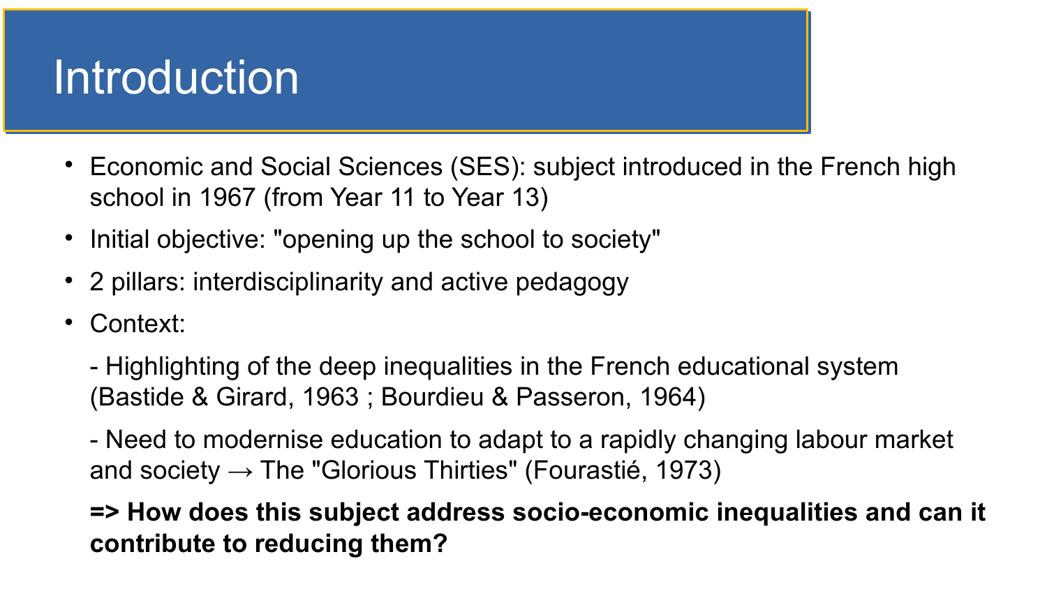# Introduction

- Economic and Social Sciences (SES): subject introduced in the French high school in 1967 (from Year 11 to Year 13)
- Initial objective: "opening up the school to society"
- 2 pillars: interdisciplinarity and active pedagogy
- Context:

  - Highlighting of the deep inequalities in the French educational system (Bastide & Girard, 1963 ; Bourdieu & Passeron, 1964)

  - Need to modernise education to adapt to a rapidly changing labour market and society → The "Glorious Thirties" (Fourastié, 1973)

  **=> How does this subject address socio-economic inequalities and can it contribute to reducing them?**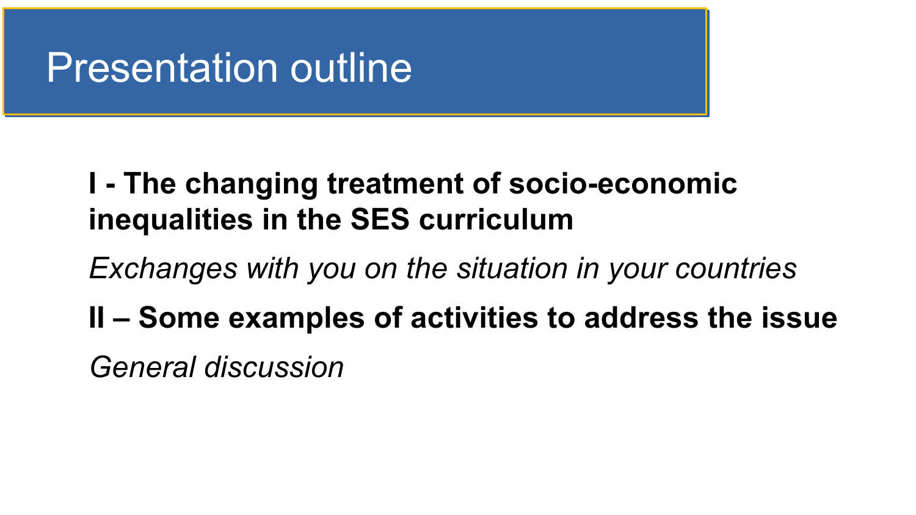# Presentation outline

**I - The changing treatment of socio-economic inequalities in the SES curriculum**

*Exchanges with you on the situation in your countries*

**II – Some examples of activities to address the issue**

*General discussion*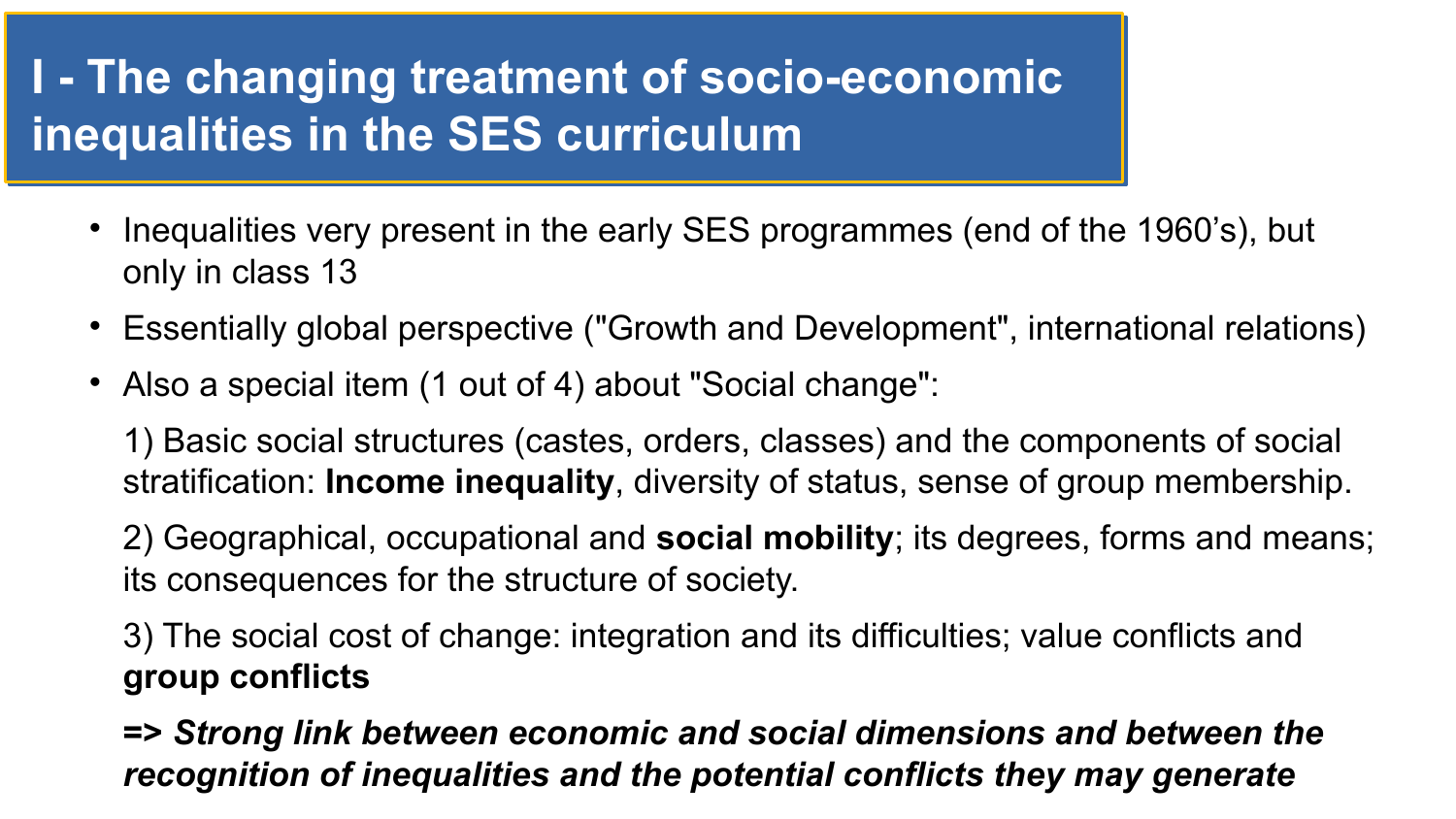# I - The changing treatment of socio-economic inequalities in the SES curriculum

- Inequalities very present in the early SES programmes (end of the 1960's), but only in class 13
- Essentially global perspective ("Growth and Development", international relations)
- Also a special item (1 out of 4) about "Social change":

  1) Basic social structures (castes, orders, classes) and the components of social stratification: **Income inequality**, diversity of status, sense of group membership.

  2) Geographical, occupational and **social mobility**; its degrees, forms and means; its consequences for the structure of society.

  3) The social cost of change: integration and its difficulties; value conflicts and **group conflicts**

  **=> *Strong link between economic and social dimensions and between the recognition of inequalities and the potential conflicts they may generate***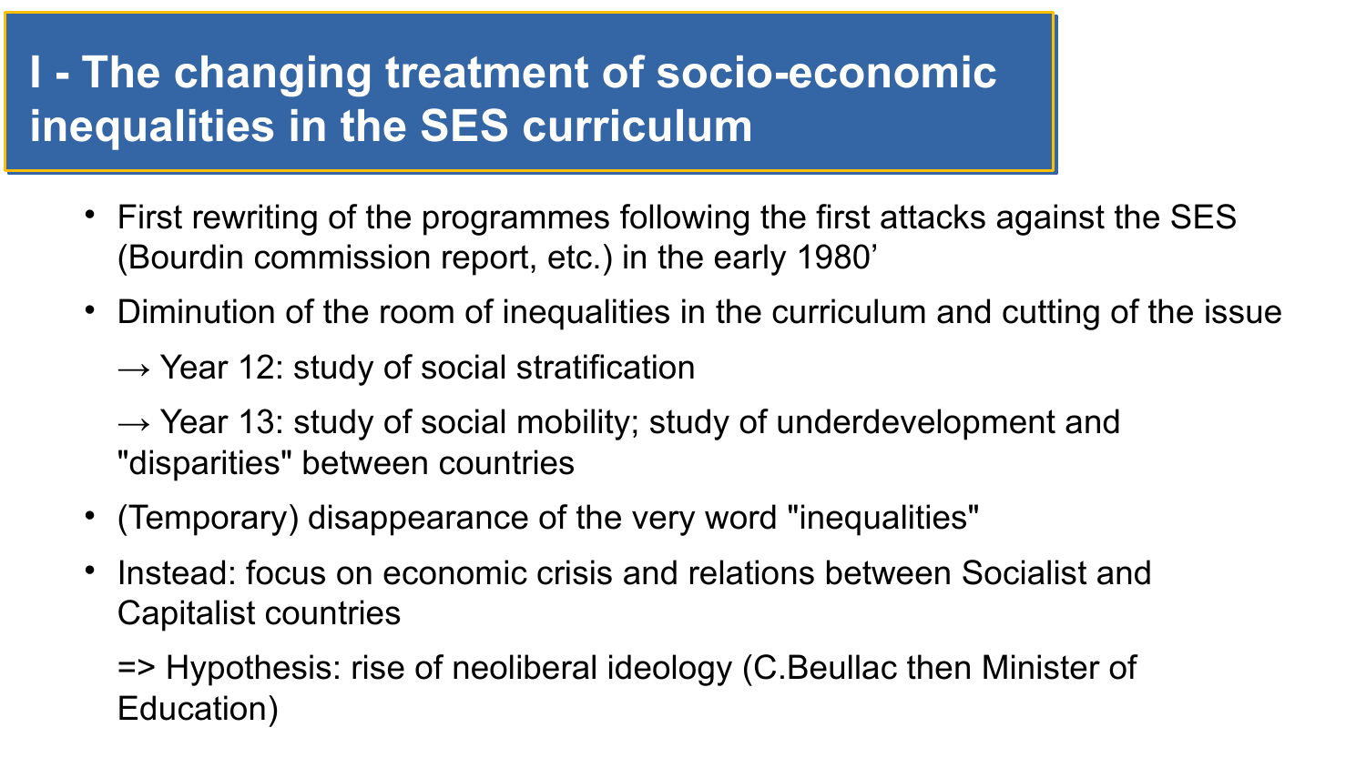# I - The changing treatment of socio-economic inequalities in the SES curriculum

- First rewriting of the programmes following the first attacks against the SES (Bourdin commission report, etc.) in the early 1980'
- Diminution of the room of inequalities in the curriculum and cutting of the issue

  → Year 12: study of social stratification

  → Year 13: study of social mobility; study of underdevelopment and "disparities" between countries
- (Temporary) disappearance of the very word "inequalities"
- Instead: focus on economic crisis and relations between Socialist and Capitalist countries

  => Hypothesis: rise of neoliberal ideology (C.Beullac then Minister of Education)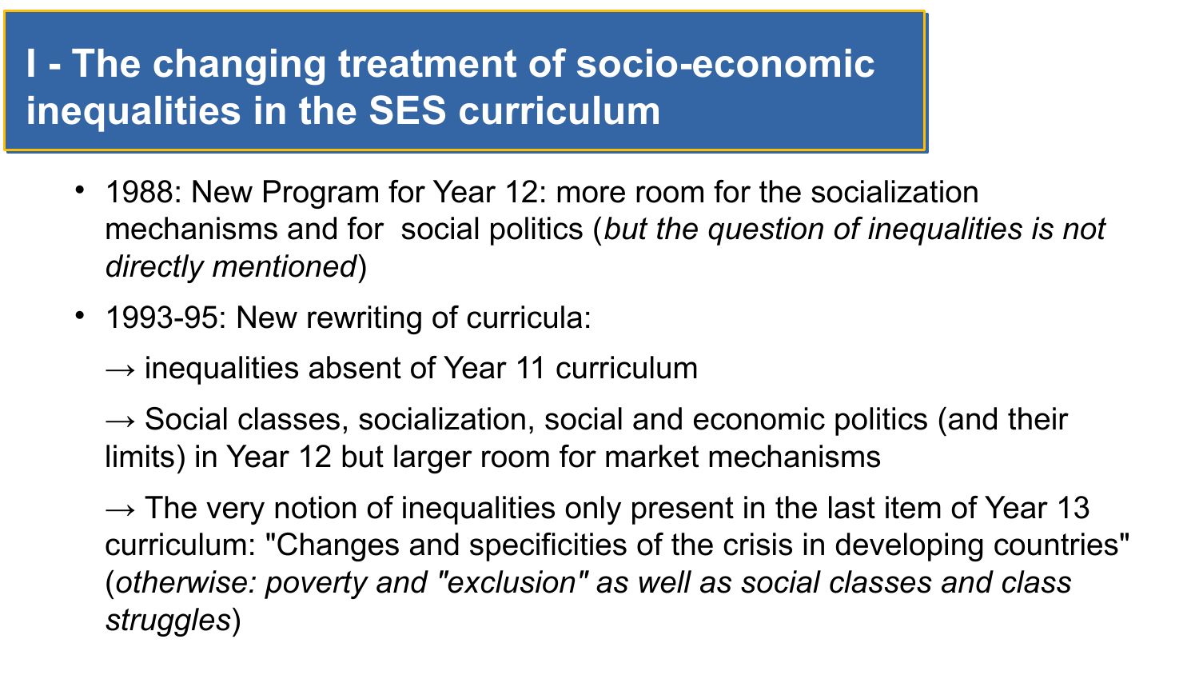# I - The changing treatment of socio-economic inequalities in the SES curriculum

- 1988: New Program for Year 12: more room for the socialization mechanisms and for social politics (*but the question of inequalities is not directly mentioned*)
- 1993-95: New rewriting of curricula:

  → inequalities absent of Year 11 curriculum

  → Social classes, socialization, social and economic politics (and their limits) in Year 12 but larger room for market mechanisms

  → The very notion of inequalities only present in the last item of Year 13 curriculum: "Changes and specificities of the crisis in developing countries" (*otherwise: poverty and "exclusion" as well as social classes and class struggles*)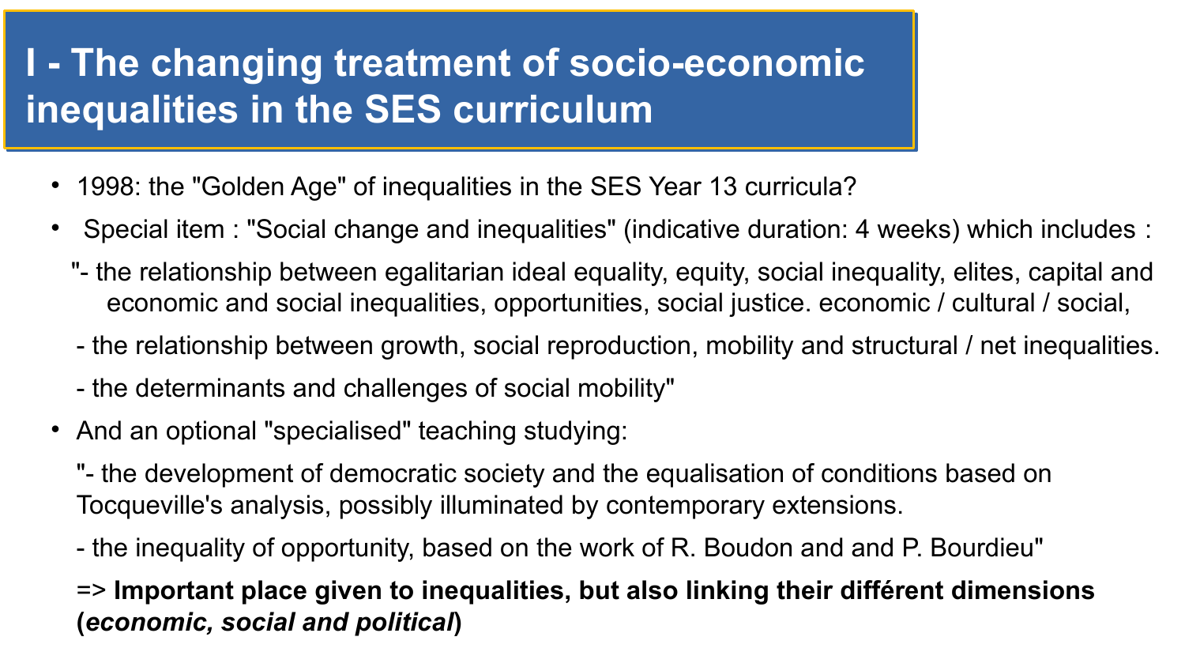# I - The changing treatment of socio-economic inequalities in the SES curriculum

- 1998: the "Golden Age" of inequalities in the SES Year 13 curricula?
- Special item : "Social change and inequalities" (indicative duration: 4 weeks) which includes :

  "- the relationship between egalitarian ideal equality, equity, social inequality, elites, capital and economic and social inequalities, opportunities, social justice. economic / cultural / social,

  - the relationship between growth, social reproduction, mobility and structural / net inequalities.

  - the determinants and challenges of social mobility"

- And an optional "specialised" teaching studying:

  "- the development of democratic society and the equalisation of conditions based on Tocqueville's analysis, possibly illuminated by contemporary extensions.

  - the inequality of opportunity, based on the work of R. Boudon and and P. Bourdieu"

  => **Important place given to inequalities, but also linking their différent dimensions (*economic, social and political*)**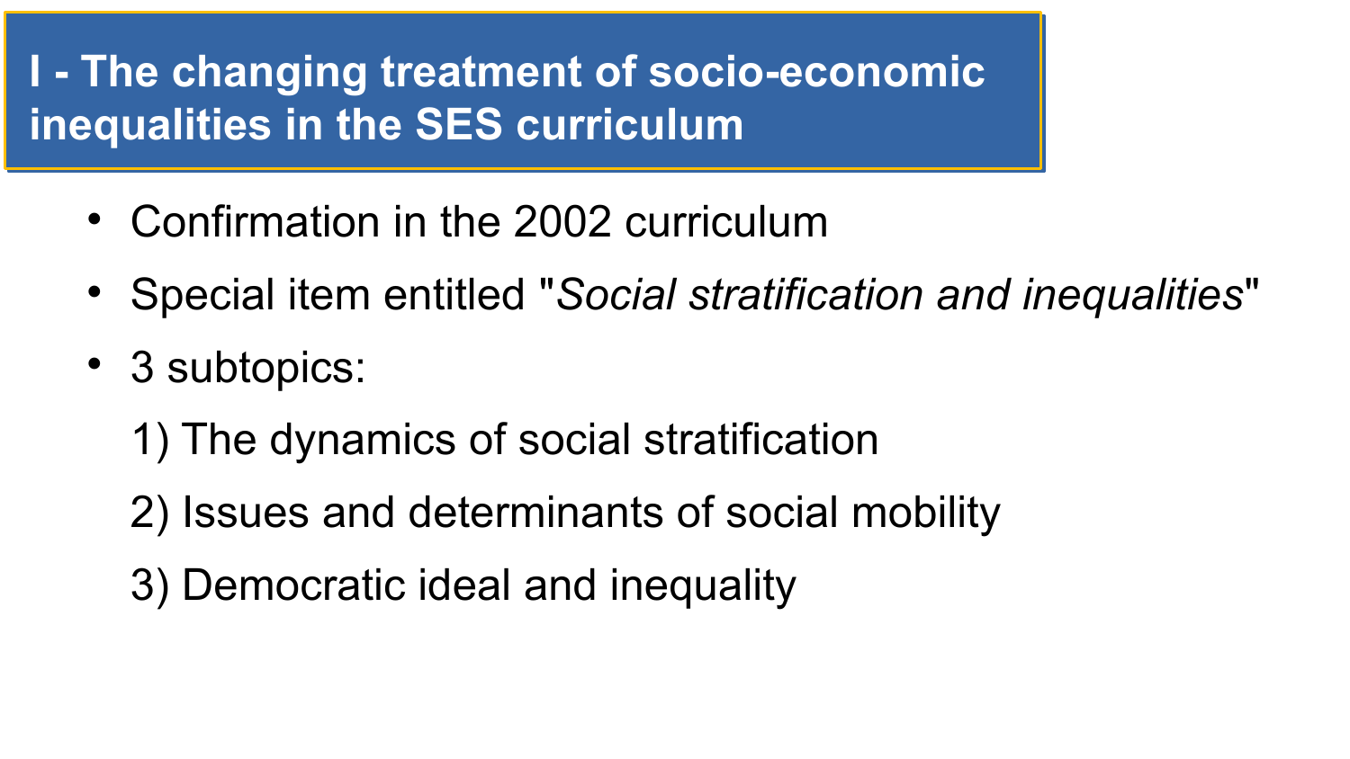# I - The changing treatment of socio-economic inequalities in the SES curriculum

- Confirmation in the 2002 curriculum
- Special item entitled "*Social stratification and inequalities*"
- 3 subtopics:

  1) The dynamics of social stratification

  2) Issues and determinants of social mobility

  3) Democratic ideal and inequality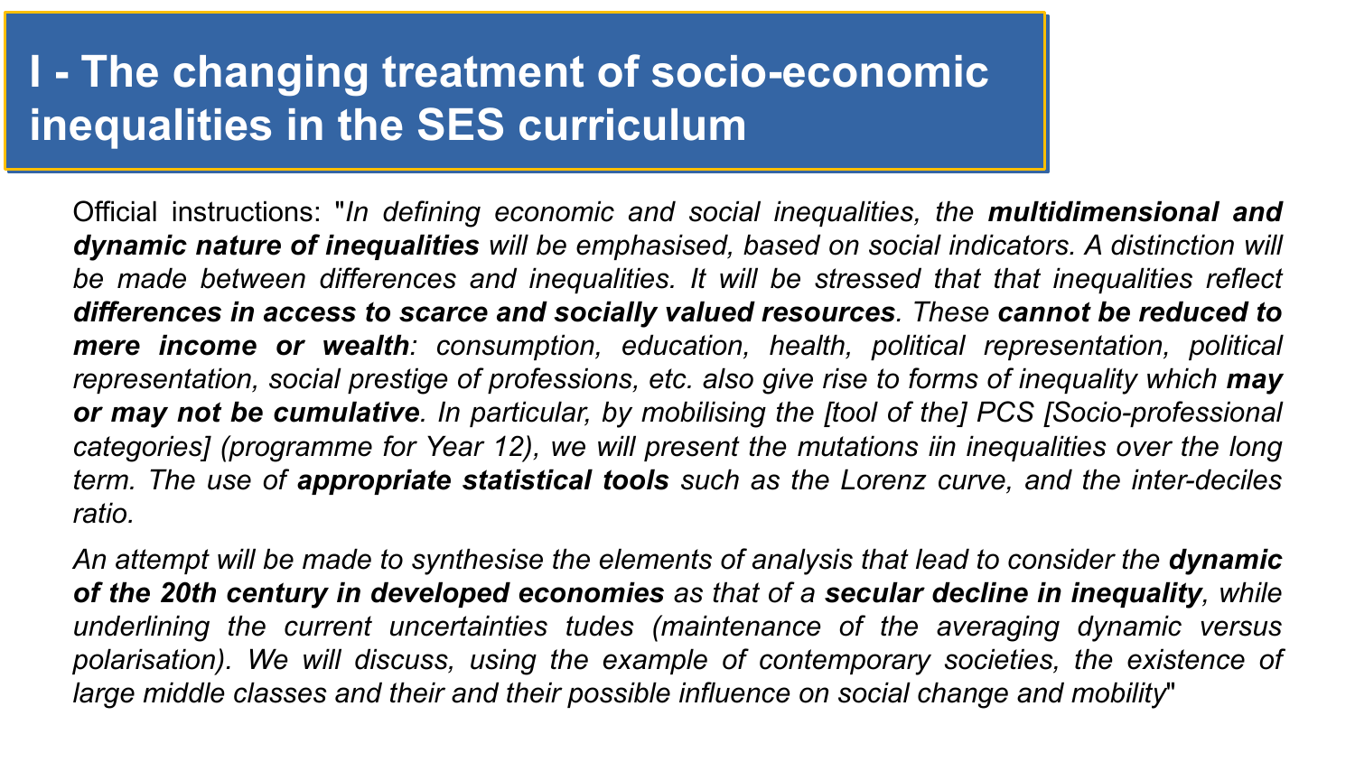# I - The changing treatment of socio-economic inequalities in the SES curriculum

Official instructions: "*In defining economic and social inequalities, the **multidimensional and dynamic nature of inequalities** will be emphasised, based on social indicators. A distinction will be made between differences and inequalities. It will be stressed that that inequalities reflect **differences in access to scarce and socially valued resources**. These **cannot be reduced to mere income or wealth**: consumption, education, health, political representation, political representation, social prestige of professions, etc. also give rise to forms of inequality which **may or may not be cumulative**. In particular, by mobilising the [tool of the] PCS [Socio-professional categories] (programme for Year 12), we will present the mutations iin inequalities over the long term. The use of **appropriate statistical tools** such as the Lorenz curve, and the inter-deciles ratio.*

*An attempt will be made to synthesise the elements of analysis that lead to consider the **dynamic of the 20th century in developed economies** as that of a **secular decline in inequality**, while underlining the current uncertainties tudes (maintenance of the averaging dynamic versus polarisation). We will discuss, using the example of contemporary societies, the existence of large middle classes and their and their possible influence on social change and mobility*"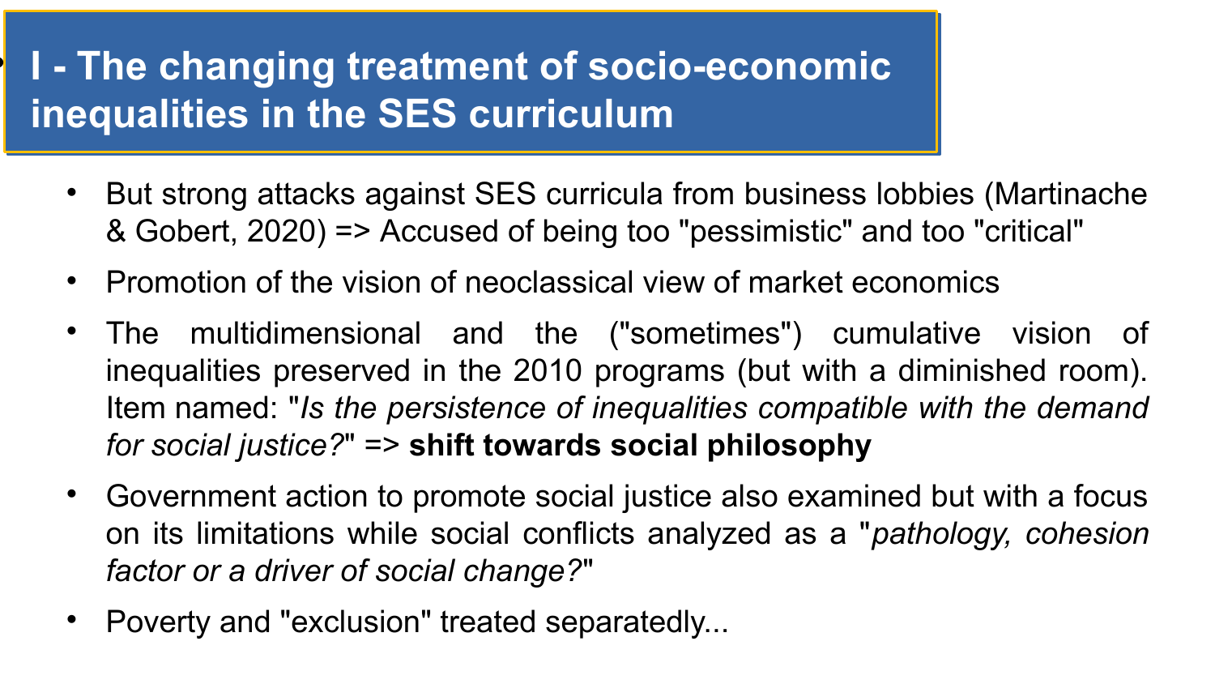# I - The changing treatment of socio-economic inequalities in the SES curriculum

- But strong attacks against SES curricula from business lobbies (Martinache & Gobert, 2020) => Accused of being too "pessimistic" and too "critical"
- Promotion of the vision of neoclassical view of market economics
- The multidimensional and the ("sometimes") cumulative vision of inequalities preserved in the 2010 programs (but with a diminished room). Item named: "*Is the persistence of inequalities compatible with the demand for social justice?*" => **shift towards social philosophy**
- Government action to promote social justice also examined but with a focus on its limitations while social conflicts analyzed as a "*pathology, cohesion factor or a driver of social change?*"
- Poverty and "exclusion" treated separately...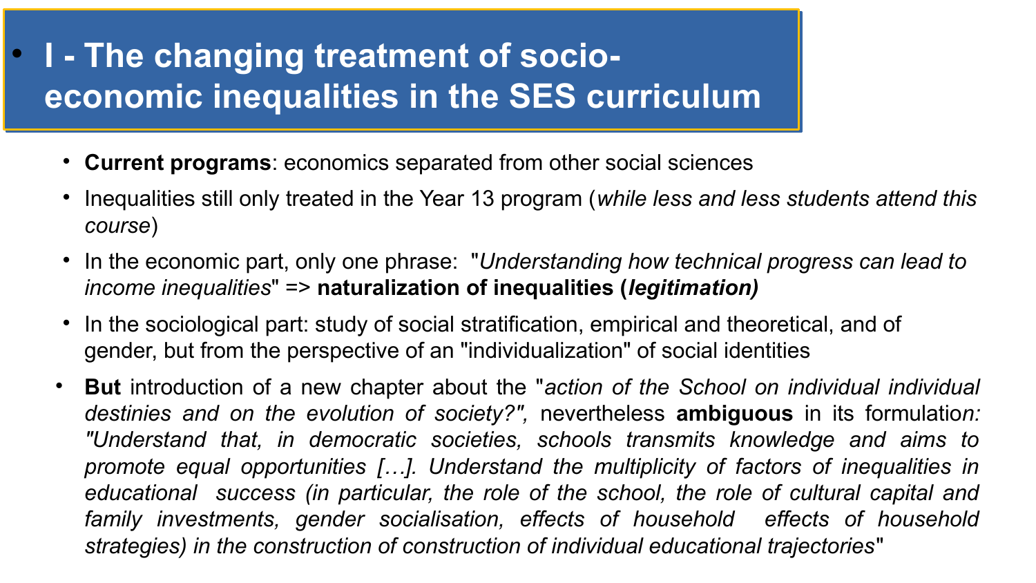# I - The changing treatment of socio-economic inequalities in the SES curriculum

- **Current programs**: economics separated from other social sciences
- Inequalities still only treated in the Year 13 program (*while less and less students attend this course*)
- In the economic part, only one phrase: "*Understanding how technical progress can lead to income inequalities*" => **naturalization of inequalities (*legitimation)***
- In the sociological part: study of social stratification, empirical and theoretical, and of gender, but from the perspective of an "individualization" of social identities
- **But** introduction of a new chapter about the "*action of the School on individual individual destinies and on the evolution of society?",* nevertheless **ambiguous** in its formulatio*n: "Understand that, in democratic societies, schools transmits knowledge and aims to promote equal opportunities […]. Understand the multiplicity of factors of inequalities in educational success (in particular, the role of the school, the role of cultural capital and family investments, gender socialisation, effects of household effects of household strategies) in the construction of construction of individual educational trajectories*"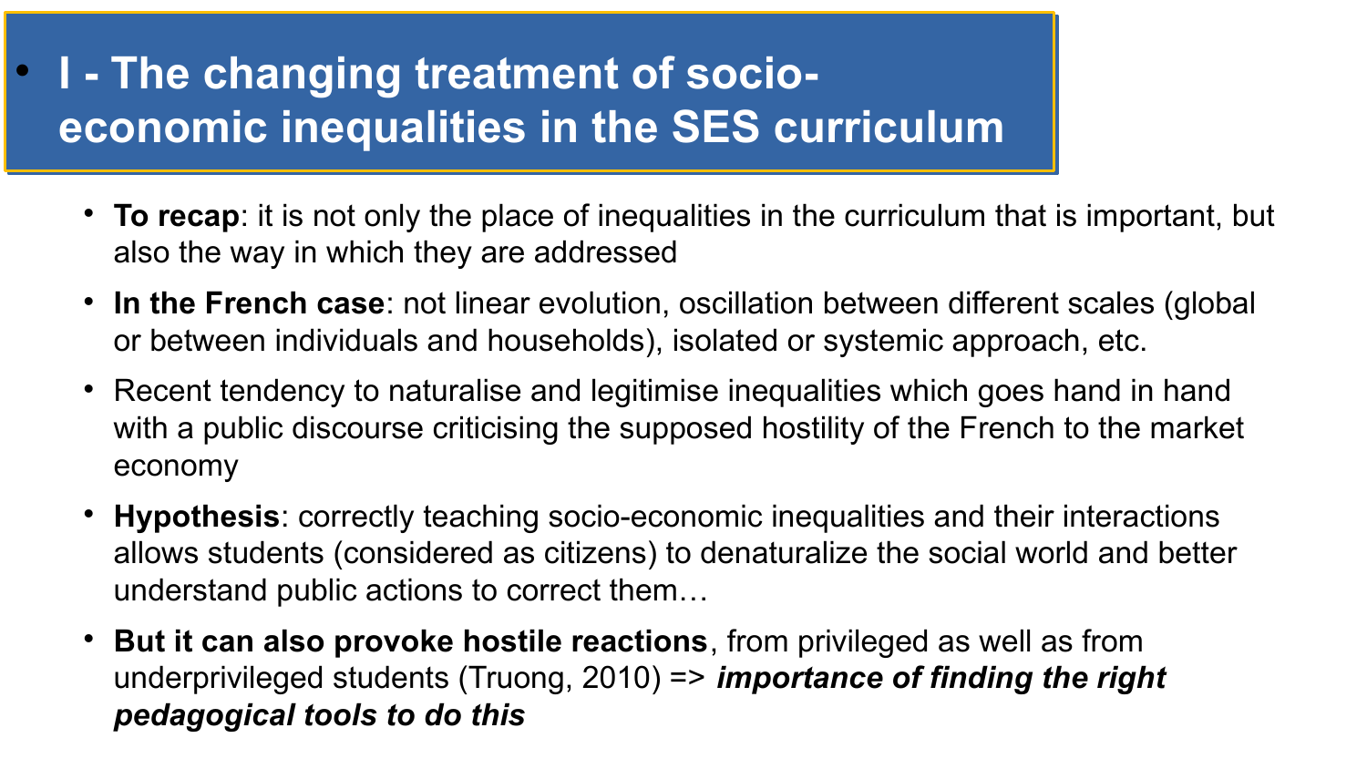# I - The changing treatment of socio-economic inequalities in the SES curriculum

- **To recap**: it is not only the place of inequalities in the curriculum that is important, but also the way in which they are addressed
- **In the French case**: not linear evolution, oscillation between different scales (global or between individuals and households), isolated or systemic approach, etc.
- Recent tendency to naturalise and legitimise inequalities which goes hand in hand with a public discourse criticising the supposed hostility of the French to the market economy
- **Hypothesis**: correctly teaching socio-economic inequalities and their interactions allows students (considered as citizens) to denaturalize the social world and better understand public actions to correct them…
- **But it can also provoke hostile reactions**, from privileged as well as from underprivileged students (Truong, 2010) => ***importance of finding the right pedagogical tools to do this***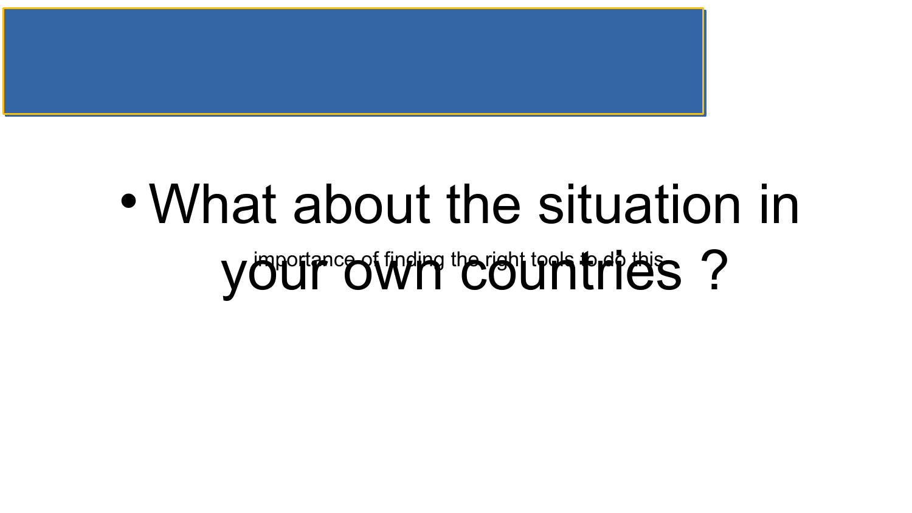- What about the situation in your own countries ?

importance of finding the right tools to do this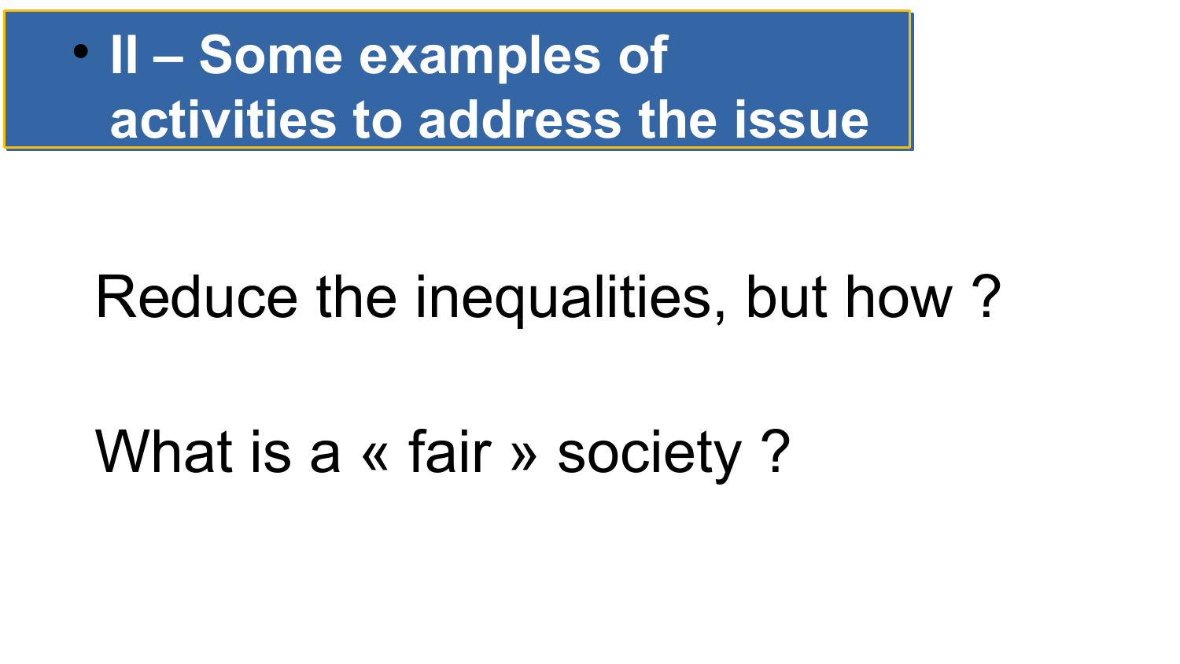## II – Some examples of activities to address the issue

Reduce the inequalities, but how ?

What is a « fair » society ?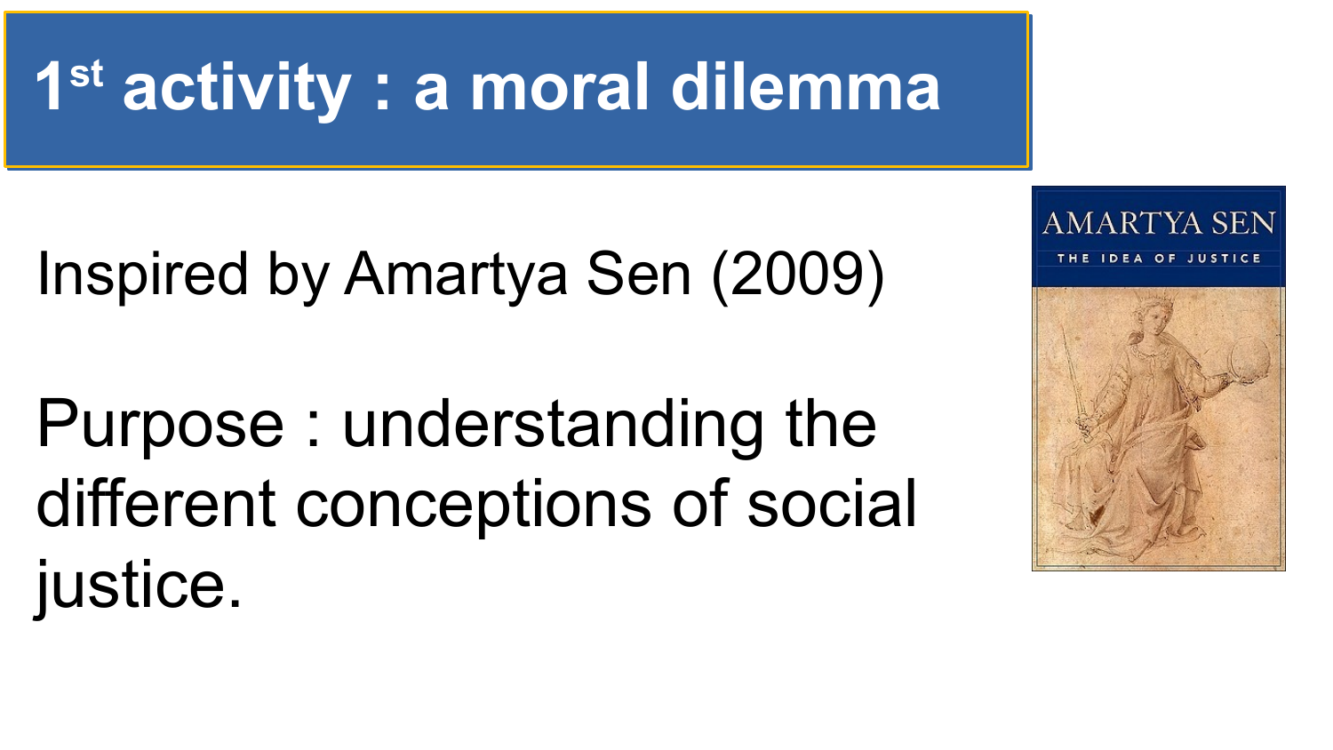# 1st activity : a moral dilemma

Inspired by Amartya Sen (2009)

Purpose : understanding the different conceptions of social justice.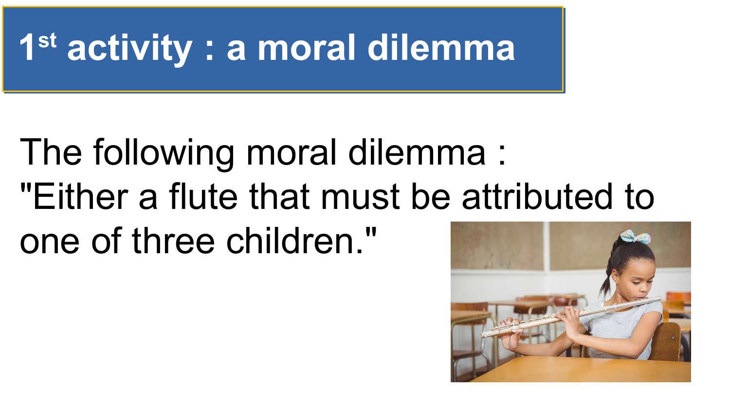# 1st activity : a moral dilemma

The following moral dilemma :
"Either a flute that must be attributed to one of three children."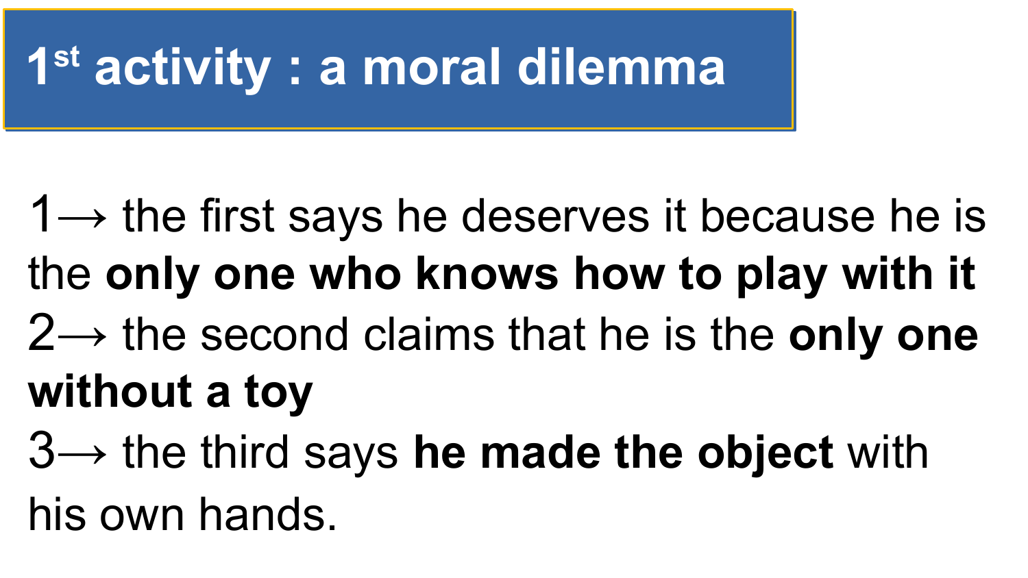# 1st activity : a moral dilemma

1→ the first says he deserves it because he is the **only one who knows how to play with it**

2→ the second claims that he is the **only one without a toy**

3→ the third says **he made the object** with his own hands.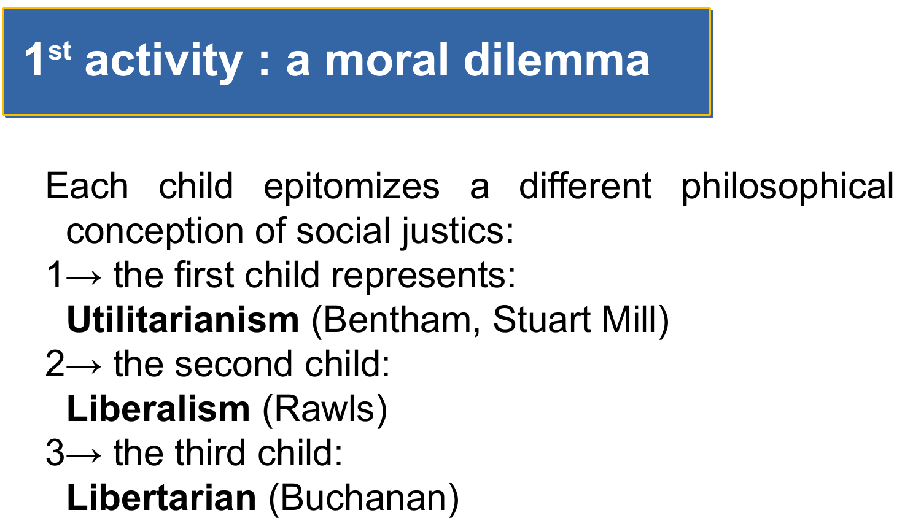# 1st activity : a moral dilemma

Each child epitomizes a different philosophical conception of social justics:

1→ the first child represents: **Utilitarianism** (Bentham, Stuart Mill)

2→ the second child: **Liberalism** (Rawls)

3→ the third child: **Libertarian** (Buchanan)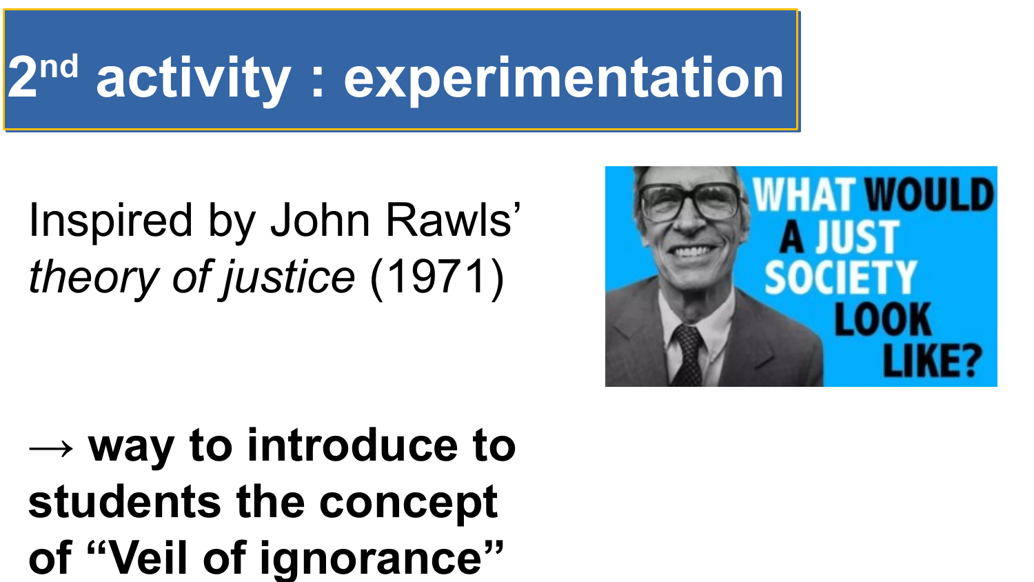# 2nd activity : experimentation

Inspired by John Rawls' *theory of justice* (1971)

**→ way to introduce to students the concept of "Veil of ignorance"**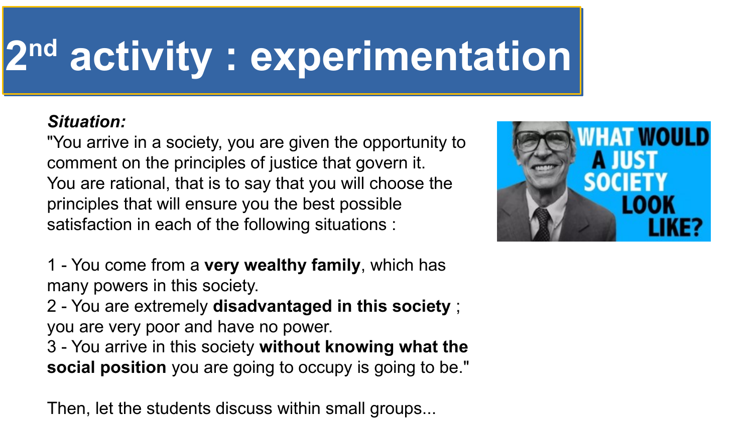# 2nd activity : experimentation

***Situation:***

"You arrive in a society, you are given the opportunity to comment on the principles of justice that govern it. You are rational, that is to say that you will choose the principles that will ensure you the best possible satisfaction in each of the following situations :

1 - You come from a **very wealthy family**, which has many powers in this society.
2 - You are extremely **disadvantaged in this society** ; you are very poor and have no power.
3 - You arrive in this society **without knowing what the social position** you are going to occupy is going to be."

Then, let the students discuss within small groups...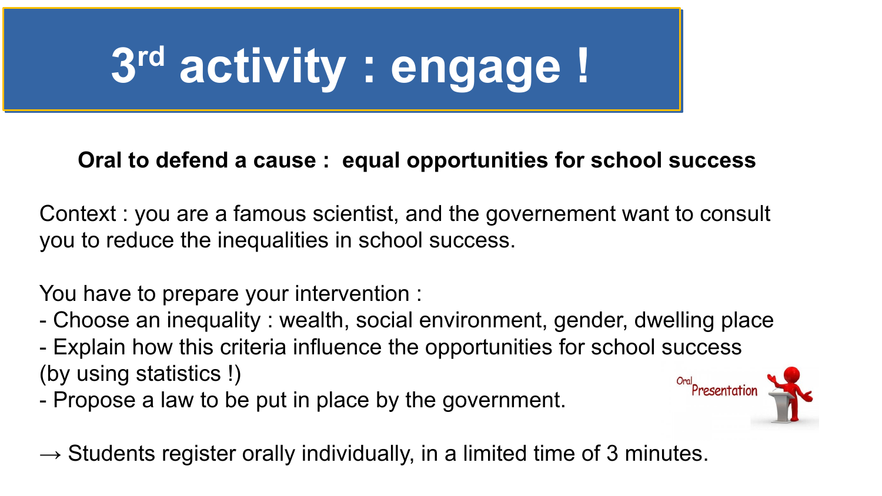# 3rd activity : engage !

**Oral to defend a cause : equal opportunities for school success**

Context : you are a famous scientist, and the governement want to consult you to reduce the inequalities in school success.

You have to prepare your intervention :
- Choose an inequality : wealth, social environment, gender, dwelling place
- Explain how this criteria influence the opportunities for school success (by using statistics !)
- Propose a law to be put in place by the government.

→ Students register orally individually, in a limited time of 3 minutes.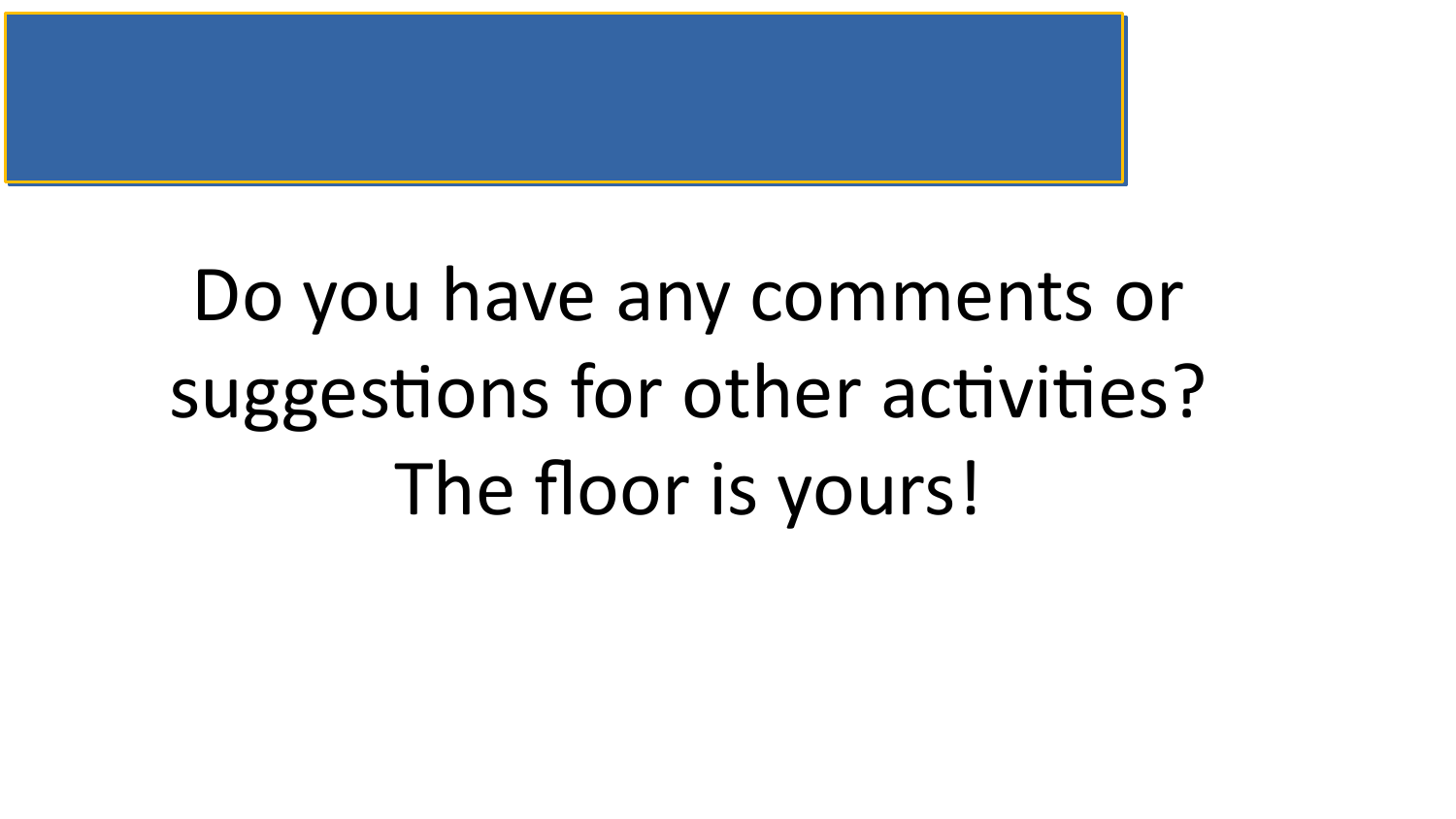Do you have any comments or suggestions for other activities?
The floor is yours!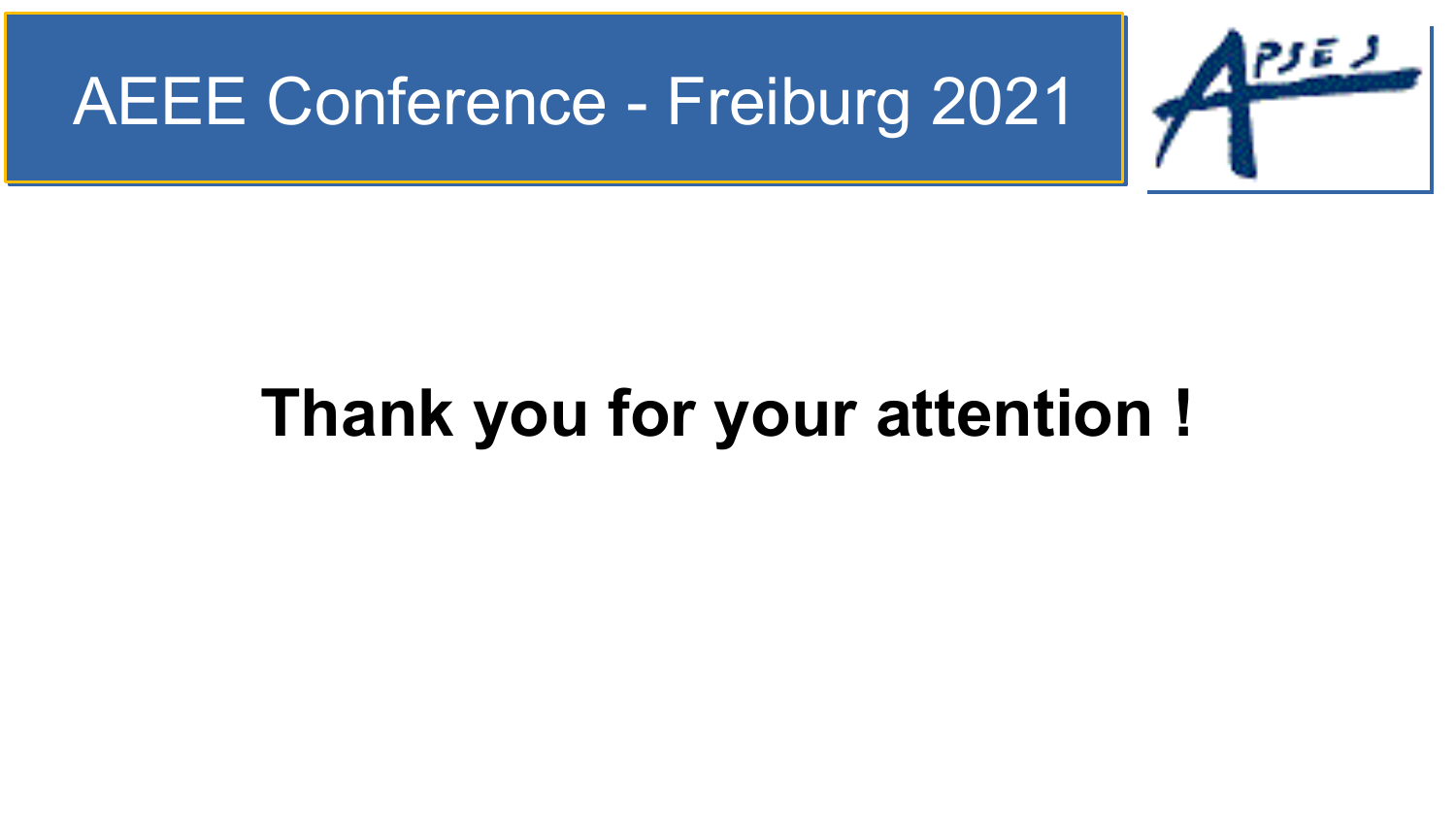**Thank you for your attention !**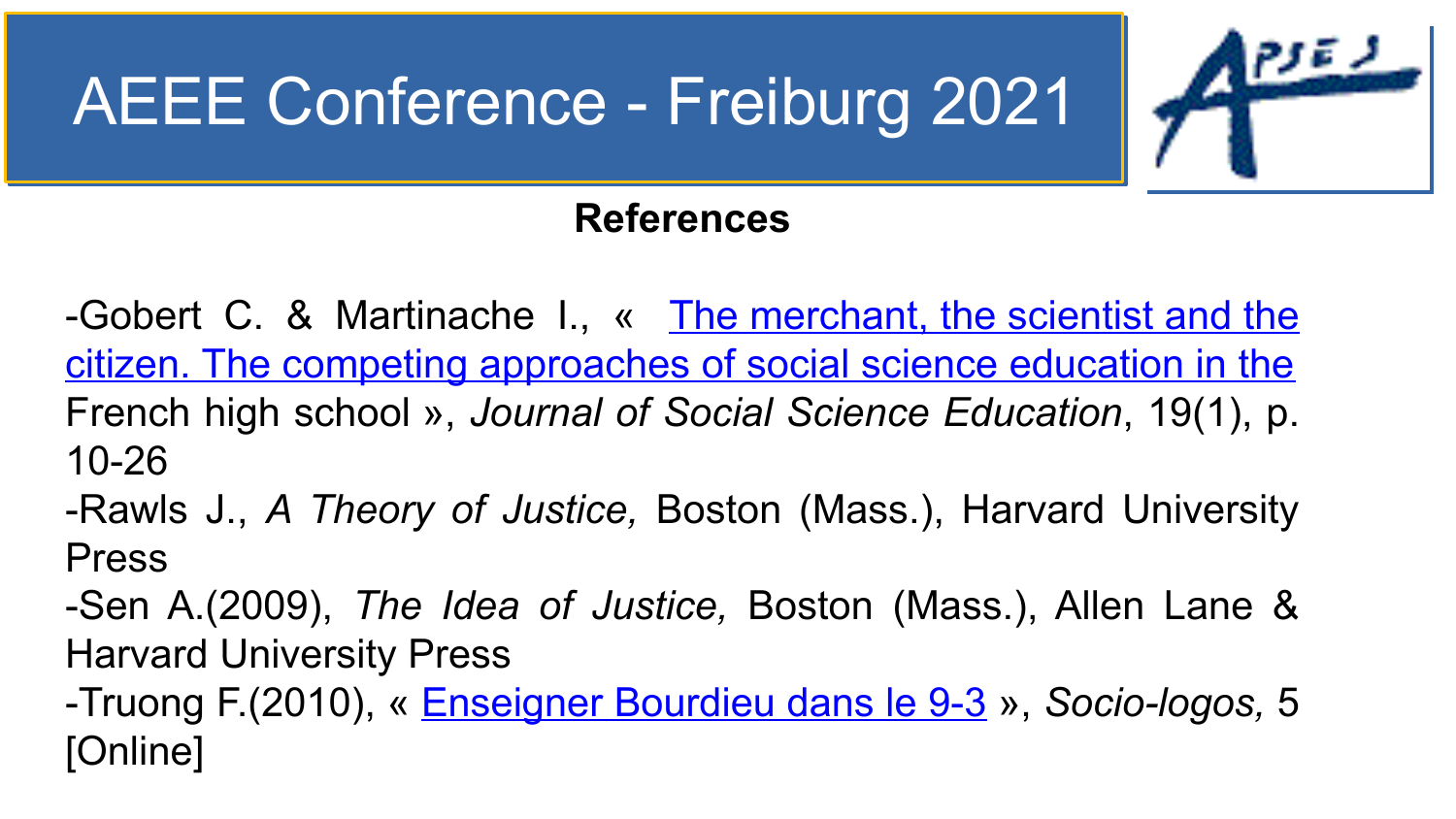## References

-Gobert C. & Martinache I., « The merchant, the scientist and the citizen. The competing approaches of social science education in the French high school », *Journal of Social Science Education*, 19(1), p. 10-26

-Rawls J., *A Theory of Justice,* Boston (Mass.), Harvard University Press

-Sen A.(2009), *The Idea of Justice,* Boston (Mass.), Allen Lane & Harvard University Press

-Truong F.(2010), « Enseigner Bourdieu dans le 9-3 », *Socio-logos,* 5 [Online]